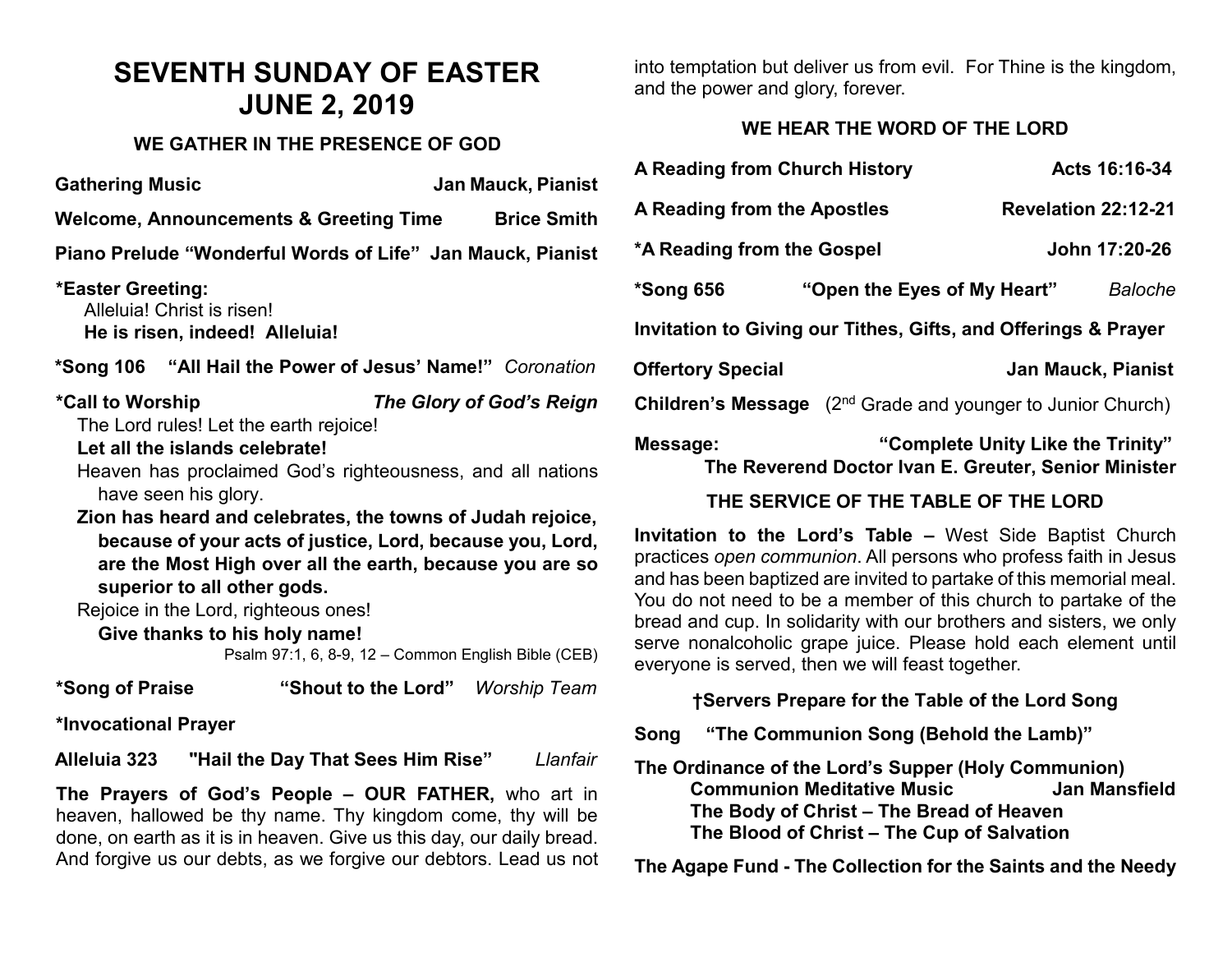# SEVENTH SUNDAY OF EASTER
# JUNE 2, 2019

### WE GATHER IN THE PRESENCE OF GOD

**Gathering Music** — **Jan Mauck, Pianist**

**Welcome, Announcements & Greeting Time** — **Brice Smith**

**Piano Prelude "Wonderful Words of Life"** — **Jan Mauck, Pianist**

**\*Easter Greeting:**
Alleluia! Christ is risen!
**He is risen, indeed! Alleluia!**

**\*Song 106 "All Hail the Power of Jesus' Name!"** *Coronation*

**\*Call to Worship** — ***The Glory of God's Reign***

The Lord rules! Let the earth rejoice!
**Let all the islands celebrate!**
Heaven has proclaimed God's righteousness, and all nations have seen his glory.
**Zion has heard and celebrates, the towns of Judah rejoice, because of your acts of justice, Lord, because you, Lord, are the Most High over all the earth, because you are so superior to all other gods.**
Rejoice in the Lord, righteous ones!
**Give thanks to his holy name!**

Psalm 97:1, 6, 8-9, 12 – Common English Bible (CEB)

**\*Song of Praise "Shout to the Lord"** *Worship Team*

**\*Invocational Prayer**

**Alleluia 323 "Hail the Day That Sees Him Rise"** *Llanfair*

**The Prayers of God's People – OUR FATHER,** who art in heaven, hallowed be thy name. Thy kingdom come, thy will be done, on earth as it is in heaven. Give us this day, our daily bread. And forgive us our debts, as we forgive our debtors. Lead us not into temptation but deliver us from evil. For Thine is the kingdom, and the power and glory, forever.

### WE HEAR THE WORD OF THE LORD

**A Reading from Church History** — **Acts 16:16-34**

**A Reading from the Apostles** — **Revelation 22:12-21**

**\*A Reading from the Gospel** — **John 17:20-26**

**\*Song 656 "Open the Eyes of My Heart"** *Baloche*

**Invitation to Giving our Tithes, Gifts, and Offerings & Prayer**

**Offertory Special** — **Jan Mauck, Pianist**

**Children's Message** (2nd Grade and younger to Junior Church)

**Message: "Complete Unity Like the Trinity"**
**The Reverend Doctor Ivan E. Greuter, Senior Minister**

### THE SERVICE OF THE TABLE OF THE LORD

**Invitation to the Lord's Table –** West Side Baptist Church practices *open communion*. All persons who profess faith in Jesus and has been baptized are invited to partake of this memorial meal. You do not need to be a member of this church to partake of the bread and cup. In solidarity with our brothers and sisters, we only serve nonalcoholic grape juice. Please hold each element until everyone is served, then we will feast together.

**†Servers Prepare for the Table of the Lord Song**

**Song "The Communion Song (Behold the Lamb)"**

**The Ordinance of the Lord's Supper (Holy Communion)**
**Communion Meditative Music** — **Jan Mansfield**
**The Body of Christ – The Bread of Heaven**
**The Blood of Christ – The Cup of Salvation**

**The Agape Fund - The Collection for the Saints and the Needy**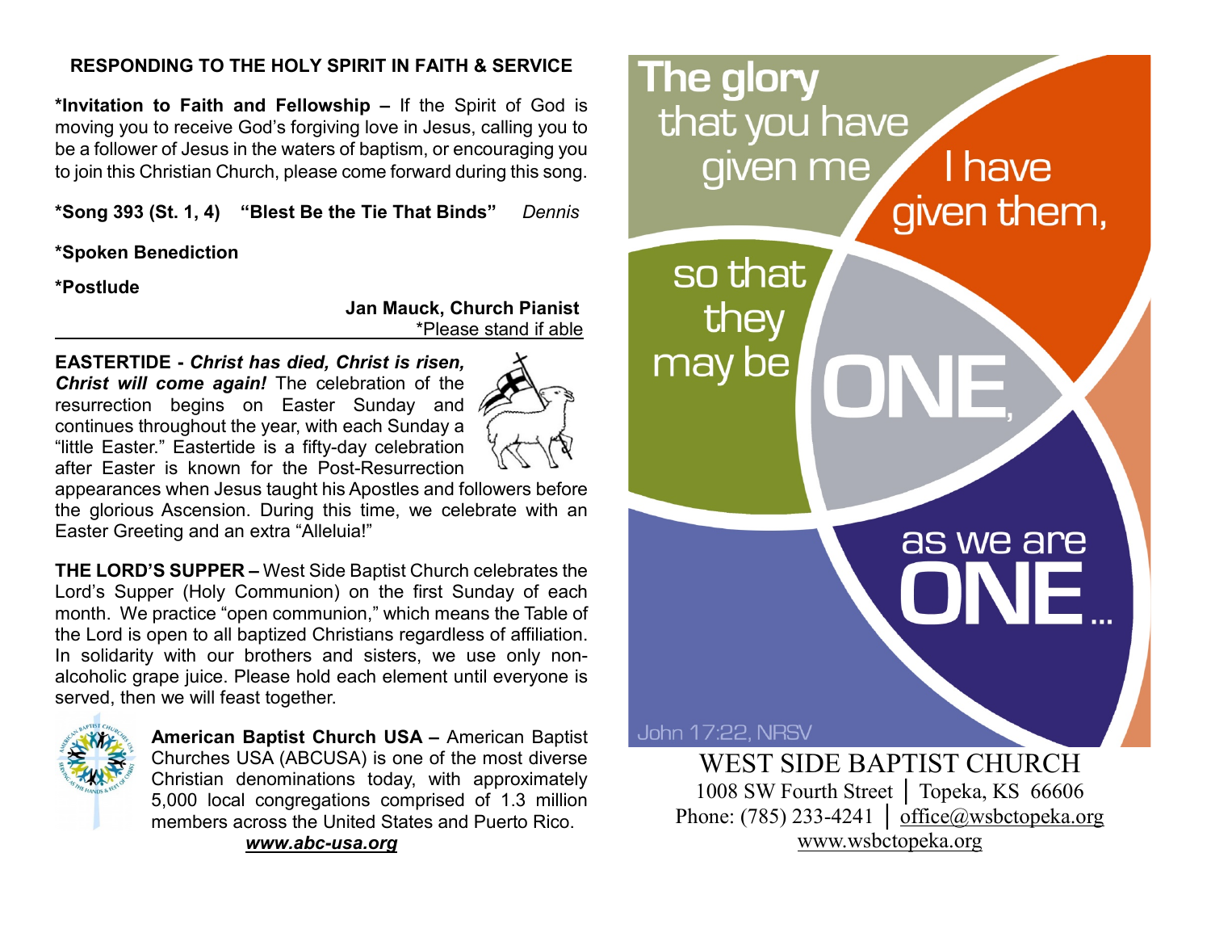## RESPONDING TO THE HOLY SPIRIT IN FAITH & SERVICE

**\*Invitation to Faith and Fellowship –** If the Spirit of God is moving you to receive God's forgiving love in Jesus, calling you to be a follower of Jesus in the waters of baptism, or encouraging you to join this Christian Church, please come forward during this song.

**\*Song 393 (St. 1, 4) "Blest Be the Tie That Binds"** *Dennis*

**\*Spoken Benediction**

**\*Postlude**

**Jan Mauck, Church Pianist**

\*Please stand if able

**EASTERTIDE -** ***Christ has died, Christ is risen, Christ will come again!*** The celebration of the resurrection begins on Easter Sunday and continues throughout the year, with each Sunday a "little Easter." Eastertide is a fifty-day celebration after Easter is known for the Post-Resurrection appearances when Jesus taught his Apostles and followers before the glorious Ascension. During this time, we celebrate with an Easter Greeting and an extra "Alleluia!"

**THE LORD'S SUPPER –** West Side Baptist Church celebrates the Lord's Supper (Holy Communion) on the first Sunday of each month. We practice "open communion," which means the Table of the Lord is open to all baptized Christians regardless of affiliation. In solidarity with our brothers and sisters, we use only non-alcoholic grape juice. Please hold each element until everyone is served, then we will feast together.

**American Baptist Church USA –** American Baptist Churches USA (ABCUSA) is one of the most diverse Christian denominations today, with approximately 5,000 local congregations comprised of 1.3 million members across the United States and Puerto Rico.

***www.abc-usa.org***

The glory that you have given me I have given them, so that they may be ONE, as we are ONE...

John 17:22, NRSV

WEST SIDE BAPTIST CHURCH

1008 SW Fourth Street | Topeka, KS 66606

Phone: (785) 233-4241 | office@wsbctopeka.org

www.wsbctopeka.org